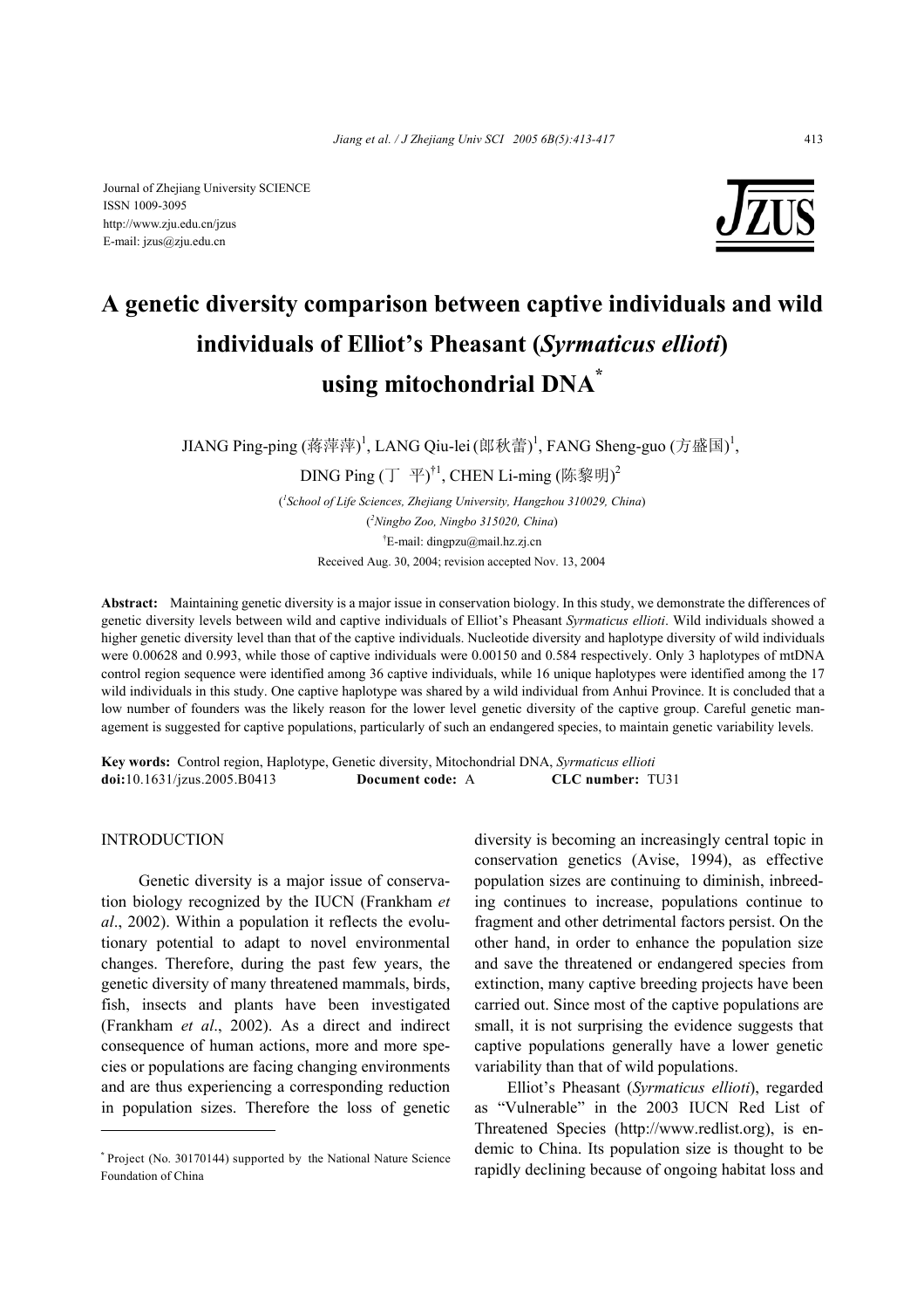Journal of Zhejiang University SCIENCE
ISSN 1009-3095
http://www.zju.edu.cn/jzus
E-mail: jzus@zju.edu.cn

# A genetic diversity comparison between captive individuals and wild individuals of Elliot's Pheasant (*Syrmaticus ellioti*) using mitochondrial DNA*

JIANG Ping-ping (蒋萍萍)[1], LANG Qiu-lei (郎秋蕾)[1], FANG Sheng-guo (方盛国)[1], DING Ping (丁　平)[†1], CHEN Li-ming (陈黎明)[2]

([1]*School of Life Sciences, Zhejiang University, Hangzhou 310029, China*)
([2]*Ningbo Zoo, Ningbo 315020, China*)
[†]E-mail: dingpzu@mail.hz.zj.cn
Received Aug. 30, 2004; revision accepted Nov. 13, 2004

**Abstract:** Maintaining genetic diversity is a major issue in conservation biology. In this study, we demonstrate the differences of genetic diversity levels between wild and captive individuals of Elliot's Pheasant *Syrmaticus ellioti*. Wild individuals showed a higher genetic diversity level than that of the captive individuals. Nucleotide diversity and haplotype diversity of wild individuals were 0.00628 and 0.993, while those of captive individuals were 0.00150 and 0.584 respectively. Only 3 haplotypes of mtDNA control region sequence were identified among 36 captive individuals, while 16 unique haplotypes were identified among the 17 wild individuals in this study. One captive haplotype was shared by a wild individual from Anhui Province. It is concluded that a low number of founders was the likely reason for the lower level genetic diversity of the captive group. Careful genetic management is suggested for captive populations, particularly of such an endangered species, to maintain genetic variability levels.

**Key words:** Control region, Haplotype, Genetic diversity, Mitochondrial DNA, *Syrmaticus ellioti*
**doi:**10.1631/jzus.2005.B0413 **Document code:** A **CLC number:** TU31

## INTRODUCTION

Genetic diversity is a major issue of conservation biology recognized by the IUCN (Frankham *et al*., 2002). Within a population it reflects the evolutionary potential to adapt to novel environmental changes. Therefore, during the past few years, the genetic diversity of many threatened mammals, birds, fish, insects and plants have been investigated (Frankham *et al*., 2002). As a direct and indirect consequence of human actions, more and more species or populations are facing changing environments and are thus experiencing a corresponding reduction in population sizes. Therefore the loss of genetic diversity is becoming an increasingly central topic in conservation genetics (Avise, 1994), as effective population sizes are continuing to diminish, inbreeding continues to increase, populations continue to fragment and other detrimental factors persist. On the other hand, in order to enhance the population size and save the threatened or endangered species from extinction, many captive breeding projects have been carried out. Since most of the captive populations are small, it is not surprising the evidence suggests that captive populations generally have a lower genetic variability than that of wild populations.

Elliot's Pheasant (*Syrmaticus ellioti*), regarded as "Vulnerable" in the 2003 IUCN Red List of Threatened Species (http://www.redlist.org), is endemic to China. Its population size is thought to be rapidly declining because of ongoing habitat loss and

---

* Project (No. 30170144) supported by the National Nature Science Foundation of China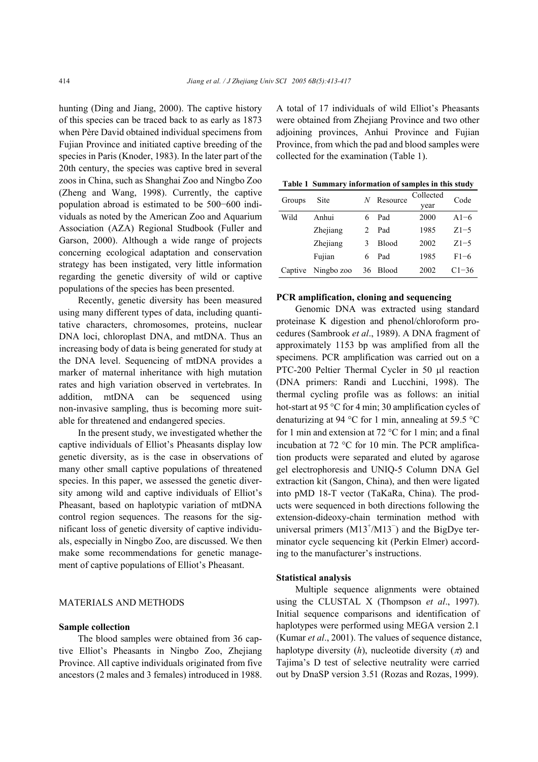hunting (Ding and Jiang, 2000). The captive history of this species can be traced back to as early as 1873 when Père David obtained individual specimens from Fujian Province and initiated captive breeding of the species in Paris (Knoder, 1983). In the later part of the 20th century, the species was captive bred in several zoos in China, such as Shanghai Zoo and Ningbo Zoo (Zheng and Wang, 1998). Currently, the captive population abroad is estimated to be 500−600 individuals as noted by the American Zoo and Aquarium Association (AZA) Regional Studbook (Fuller and Garson, 2000). Although a wide range of projects concerning ecological adaptation and conservation strategy has been instigated, very little information regarding the genetic diversity of wild or captive populations of the species has been presented.

Recently, genetic diversity has been measured using many different types of data, including quantitative characters, chromosomes, proteins, nuclear DNA loci, chloroplast DNA, and mtDNA. Thus an increasing body of data is being generated for study at the DNA level. Sequencing of mtDNA provides a marker of maternal inheritance with high mutation rates and high variation observed in vertebrates. In addition, mtDNA can be sequenced using non-invasive sampling, thus is becoming more suitable for threatened and endangered species.

In the present study, we investigated whether the captive individuals of Elliot's Pheasants display low genetic diversity, as is the case in observations of many other small captive populations of threatened species. In this paper, we assessed the genetic diversity among wild and captive individuals of Elliot's Pheasant, based on haplotypic variation of mtDNA control region sequences. The reasons for the significant loss of genetic diversity of captive individuals, especially in Ningbo Zoo, are discussed. We then make some recommendations for genetic management of captive populations of Elliot's Pheasant.

## MATERIALS AND METHODS

### Sample collection

The blood samples were obtained from 36 captive Elliot's Pheasants in Ningbo Zoo, Zhejiang Province. All captive individuals originated from five ancestors (2 males and 3 females) introduced in 1988. A total of 17 individuals of wild Elliot's Pheasants were obtained from Zhejiang Province and two other adjoining provinces, Anhui Province and Fujian Province, from which the pad and blood samples were collected for the examination (Table 1).

**Table 1 Summary information of samples in this study**

| Groups | Site | *N* | Resource | Collected year | Code |
|---|---|---|---|---|---|
| Wild | Anhui | 6 | Pad | 2000 | A1−6 |
| | Zhejiang | 2 | Pad | 1985 | Z1−5 |
| | Zhejiang | 3 | Blood | 2002 | Z1−5 |
| | Fujian | 6 | Pad | 1985 | F1−6 |
| Captive | Ningbo zoo | 36 | Blood | 2002 | C1−36 |

### PCR amplification, cloning and sequencing

Genomic DNA was extracted using standard proteinase K digestion and phenol/chloroform procedures (Sambrook *et al*., 1989). A DNA fragment of approximately 1153 bp was amplified from all the specimens. PCR amplification was carried out on a PTC-200 Peltier Thermal Cycler in 50 μl reaction (DNA primers: Randi and Lucchini, 1998). The thermal cycling profile was as follows: an initial hot-start at 95 °C for 4 min; 30 amplification cycles of denaturizing at 94 °C for 1 min, annealing at 59.5 °C for 1 min and extension at 72 °C for 1 min; and a final incubation at 72 °C for 10 min. The PCR amplification products were separated and eluted by agarose gel electrophoresis and UNIQ-5 Column DNA Gel extraction kit (Sangon, China), and then were ligated into pMD 18-T vector (TaKaRa, China). The products were sequenced in both directions following the extension-dideoxy-chain termination method with universal primers ($M13^+/M13^-$) and the BigDye terminator cycle sequencing kit (Perkin Elmer) according to the manufacturer's instructions.

### Statistical analysis

Multiple sequence alignments were obtained using the CLUSTAL X (Thompson *et al*., 1997). Initial sequence comparisons and identification of haplotypes were performed using MEGA version 2.1 (Kumar *et al*., 2001). The values of sequence distance, haplotype diversity ($h$), nucleotide diversity ($\pi$) and Tajima's D test of selective neutrality were carried out by DnaSP version 3.51 (Rozas and Rozas, 1999).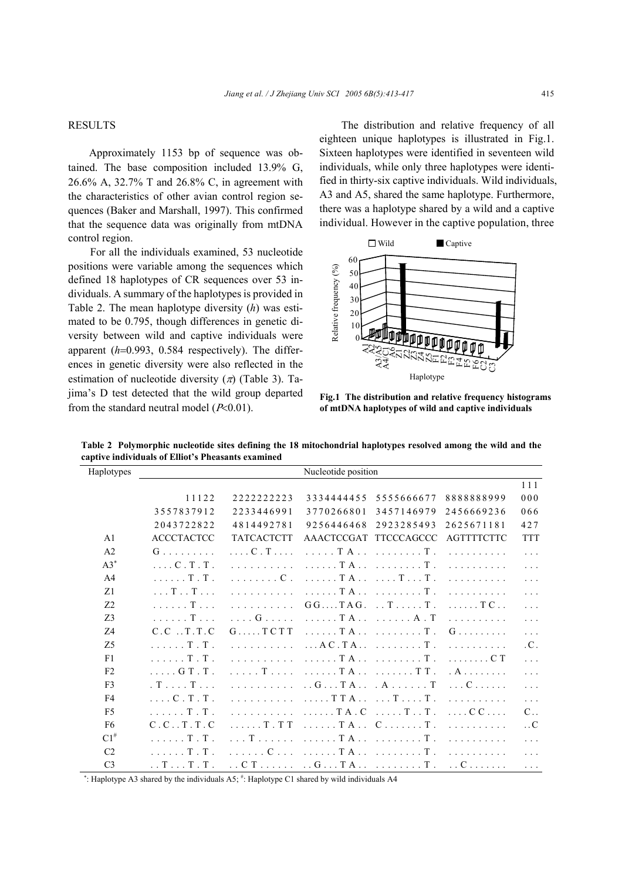## RESULTS

Approximately 1153 bp of sequence was obtained. The base composition included 13.9% G, 26.6% A, 32.7% T and 26.8% C, in agreement with the characteristics of other avian control region sequences (Baker and Marshall, 1997). This confirmed that the sequence data was originally from mtDNA control region.

For all the individuals examined, 53 nucleotide positions were variable among the sequences which defined 18 haplotypes of CR sequences over 53 individuals. A summary of the haplotypes is provided in Table 2. The mean haplotype diversity ($h$) was estimated to be 0.795, though differences in genetic diversity between wild and captive individuals were apparent ($h$=0.993, 0.584 respectively). The differences in genetic diversity were also reflected in the estimation of nucleotide diversity ($\pi$) (Table 3). Tajima's D test detected that the wild group departed from the standard neutral model ($P$<0.01).

The distribution and relative frequency of all eighteen unique haplotypes is illustrated in Fig.1. Sixteen haplotypes were identified in seventeen wild individuals, while only three haplotypes were identified in thirty-six captive individuals. Wild individuals, A3 and A5, shared the same haplotype. Furthermore, there was a haplotype shared by a wild and a captive individual. However in the captive population, three

**Fig.1 The distribution and relative frequency histograms of mtDNA haplotypes of wild and captive individuals**

**Table 2 Polymorphic nucleotide sites defining the 18 mitochondrial haplotypes resolved among the wild and the captive individuals of Elliot's Pheasants examined**

| Haplotypes | Nucleotide position | | | | | |
|---|---|---|---|---|---|---|
| | | | | | | 111 |
| | 11122 | 2222222223 | 3334444455 | 5555666677 | 8888888999 | 000 |
| | 3557837912 | 2233446991 | 3770266801 | 3457146979 | 2456669236 | 066 |
| | 2043722822 | 4814492781 | 9256446468 | 2923285493 | 2625671181 | 427 |
| A1 | ACCCTACTCC | TATCACTCTT | AAACTCCGAT | TTCCCAGCCC | AGTTTTCTTC | TTT |
| A2 | G . . . . . . . . . | . . . . C . T . . . . | . . . . . T A . . | . . . . . . . . T . | . . . . . . . . . . | . . . |
| A3* | . . . . C . T . T . | . . . . . . . . . . | . . . . . . T A . . | . . . . . . . . T . | . . . . . . . . . . | . . . |
| A4 | . . . . . . T . T . | . . . . . . . . C . | . . . . . . T A . . | . . . . T . . . T . | . . . . . . . . . . | . . . |
| Z1 | . . . T . . T . . . | . . . . . . . . . . | . . . . . . T A . . | . . . . . . . . T . | . . . . . . . . . . | . . . |
| Z2 | . . . . . . T . . . | . . . . . . . . . . | G G . . . . T A G . | . . T . . . . . T . | . . . . . . T C . . | . . . |
| Z3 | . . . . . . T . . . | . . . . G . . . . . | . . . . . . T A . . | . . . . . . A . T | . . . . . . . . . . | . . . |
| Z4 | C . C . . T . T . C | G . . . . . T C T T | . . . . . . T A . . | . . . . . . . . T . | G . . . . . . . . . | . . . |
| Z5 | . . . . . . T . T . | . . . . . . . . . . | . . . A C . T A . . | . . . . . . . . T . | . . . . . . . . . . | . C . |
| F1 | . . . . . . T . T . | . . . . . . . . . . | . . . . . . T A . . | . . . . . . . . T . | . . . . . . . . C T | . . . |
| F2 | . . . . . G T . T . | . . . . . T . . . . | . . . . . . T A . . | . . . . . . . T T . | . A . . . . . . . . | . . . |
| F3 | . T . . . . T . . . | . . . . . . . . . . | . . G . . . T A . . | . A . . . . . . T | . . . C . . . . . . | . . . |
| F4 | . . . . C . T . T . | . . . . . . . . . . | . . . . . T T A . . | . . . T . . . . T . | . . . . . . . . . . | . . . |
| F5 | . . . . . . T . T . | . . . . . . . . . . | . . . . . . T A . C | . . . . . T . . T . | . . . . C C . . . . | C . . |
| F6 | C . C . . T . T . C | . . . . . . T . T T | . . . . . . T A . . | C . . . . . . . T . | . . . . . . . . . . | . . C |
| C1# | . . . . . . T . T . | . . . T . . . . . . | . . . . . . T A . . | . . . . . . . . T . | . . . . . . . . . . | . . . |
| C2 | . . . . . . T . T . | . . . . . . C . . . | . . . . . . T A . . | . . . . . . . . T . | . . . . . . . . . . | . . . |
| C3 | . . T . . . T . T . | . . C T . . . . . . | . . G . . . T A . . | . . . . . . . . T . | . . C . . . . . . . | . . . |

*: Haplotype A3 shared by the individuals A5; #: Haplotype C1 shared by wild individuals A4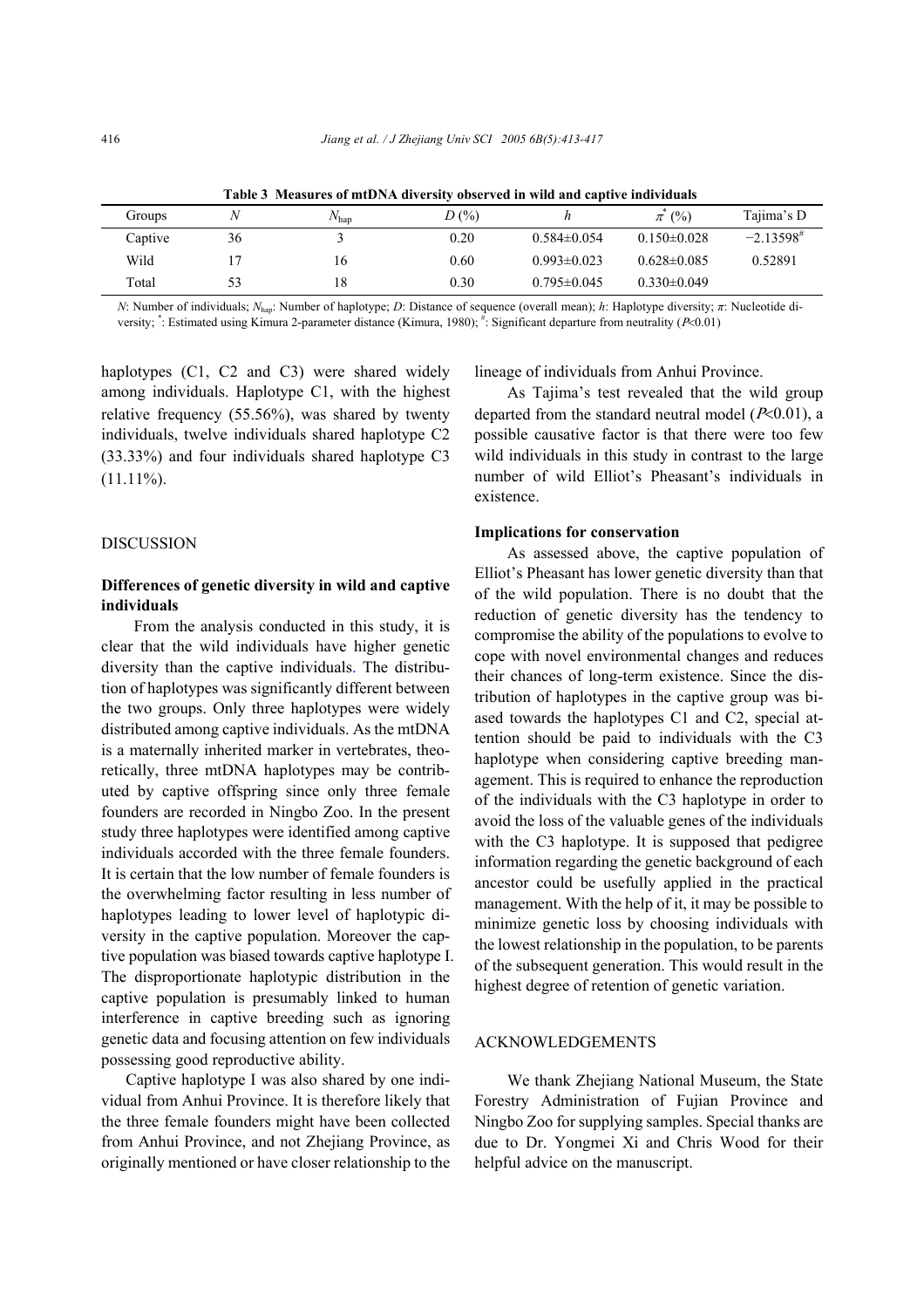**Table 3 Measures of mtDNA diversity observed in wild and captive individuals**

| Groups | $N$ | $N_{hap}$ | $D$ (%) | $h$ | $\pi^*$ (%) | Tajima's D |
|---|---|---|---|---|---|---|
| Captive | 36 | 3 | 0.20 | 0.584±0.054 | 0.150±0.028 | −2.13598[#] |
| Wild | 17 | 16 | 0.60 | 0.993±0.023 | 0.628±0.085 | 0.52891 |
| Total | 53 | 18 | 0.30 | 0.795±0.045 | 0.330±0.049 | |

$N$: Number of individuals; $N_{hap}$: Number of haplotype; $D$: Distance of sequence (overall mean); $h$: Haplotype diversity; $\pi$: Nucleotide diversity; [*]: Estimated using Kimura 2-parameter distance (Kimura, 1980); [#]: Significant departure from neutrality ($P$<0.01)

haplotypes (C1, C2 and C3) were shared widely among individuals. Haplotype C1, with the highest relative frequency (55.56%), was shared by twenty individuals, twelve individuals shared haplotype C2 (33.33%) and four individuals shared haplotype C3 (11.11%).

## DISCUSSION

### Differences of genetic diversity in wild and captive individuals

From the analysis conducted in this study, it is clear that the wild individuals have higher genetic diversity than the captive individuals. The distribution of haplotypes was significantly different between the two groups. Only three haplotypes were widely distributed among captive individuals. As the mtDNA is a maternally inherited marker in vertebrates, theoretically, three mtDNA haplotypes may be contributed by captive offspring since only three female founders are recorded in Ningbo Zoo. In the present study three haplotypes were identified among captive individuals accorded with the three female founders. It is certain that the low number of female founders is the overwhelming factor resulting in less number of haplotypes leading to lower level of haplotypic diversity in the captive population. Moreover the captive population was biased towards captive haplotype I. The disproportionate haplotypic distribution in the captive population is presumably linked to human interference in captive breeding such as ignoring genetic data and focusing attention on few individuals possessing good reproductive ability.

Captive haplotype I was also shared by one individual from Anhui Province. It is therefore likely that the three female founders might have been collected from Anhui Province, and not Zhejiang Province, as originally mentioned or have closer relationship to the lineage of individuals from Anhui Province.

As Tajima's test revealed that the wild group departed from the standard neutral model ($P$<0.01), a possible causative factor is that there were too few wild individuals in this study in contrast to the large number of wild Elliot's Pheasant's individuals in existence.

### Implications for conservation

As assessed above, the captive population of Elliot's Pheasant has lower genetic diversity than that of the wild population. There is no doubt that the reduction of genetic diversity has the tendency to compromise the ability of the populations to evolve to cope with novel environmental changes and reduces their chances of long-term existence. Since the distribution of haplotypes in the captive group was biased towards the haplotypes C1 and C2, special attention should be paid to individuals with the C3 haplotype when considering captive breeding management. This is required to enhance the reproduction of the individuals with the C3 haplotype in order to avoid the loss of the valuable genes of the individuals with the C3 haplotype. It is supposed that pedigree information regarding the genetic background of each ancestor could be usefully applied in the practical management. With the help of it, it may be possible to minimize genetic loss by choosing individuals with the lowest relationship in the population, to be parents of the subsequent generation. This would result in the highest degree of retention of genetic variation.

## ACKNOWLEDGEMENTS

We thank Zhejiang National Museum, the State Forestry Administration of Fujian Province and Ningbo Zoo for supplying samples. Special thanks are due to Dr. Yongmei Xi and Chris Wood for their helpful advice on the manuscript.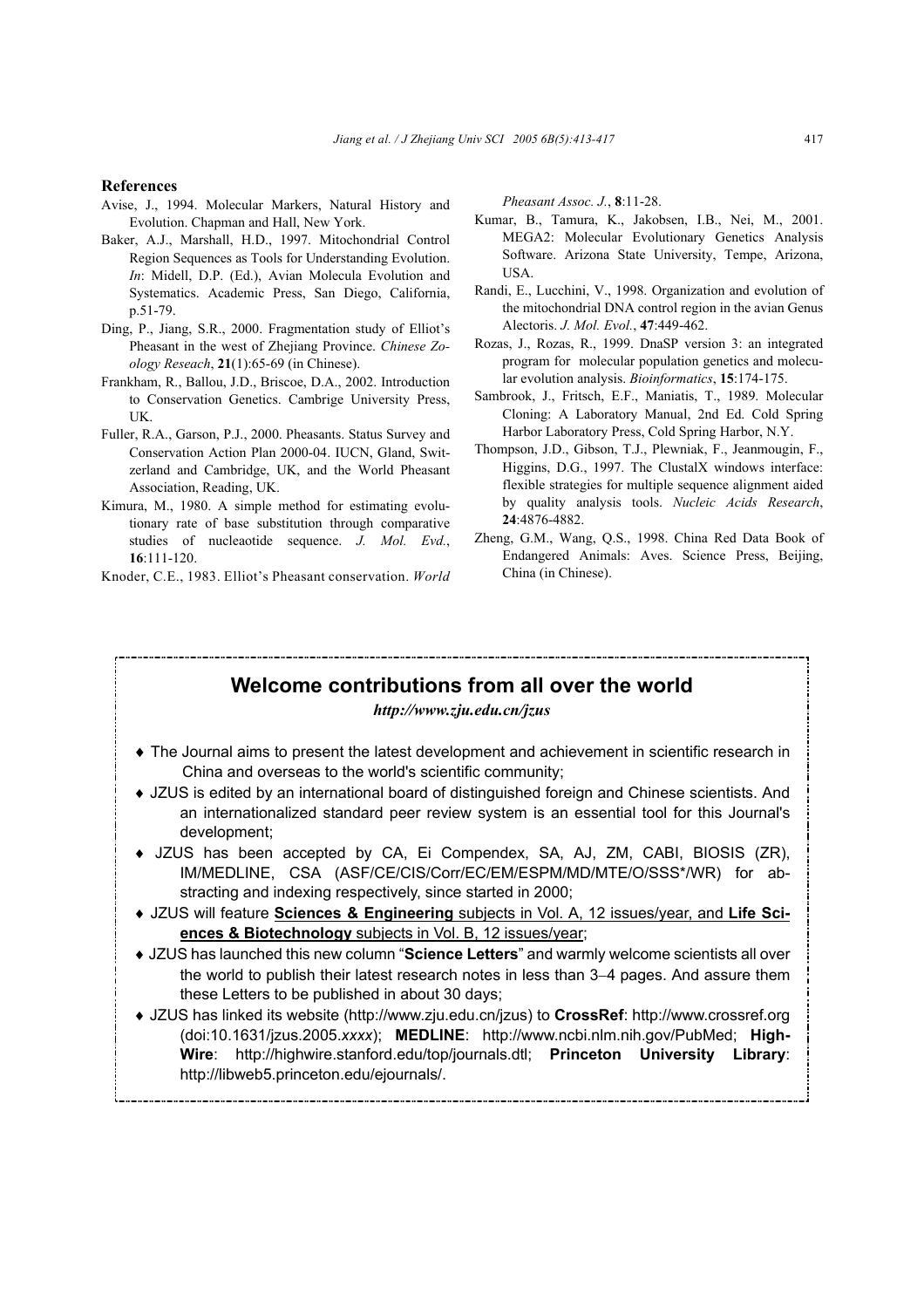## References

Avise, J., 1994. Molecular Markers, Natural History and Evolution. Chapman and Hall, New York.

Baker, A.J., Marshall, H.D., 1997. Mitochondrial Control Region Sequences as Tools for Understanding Evolution. *In*: Midell, D.P. (Ed.), Avian Molecula Evolution and Systematics. Academic Press, San Diego, California, p.51-79.

Ding, P., Jiang, S.R., 2000. Fragmentation study of Elliot's Pheasant in the west of Zhejiang Province. *Chinese Zoology Reseach*, **21**(1):65-69 (in Chinese).

Frankham, R., Ballou, J.D., Briscoe, D.A., 2002. Introduction to Conservation Genetics. Cambrige University Press, UK.

Fuller, R.A., Garson, P.J., 2000. Pheasants. Status Survey and Conservation Action Plan 2000-04. IUCN, Gland, Switzerland and Cambridge, UK, and the World Pheasant Association, Reading, UK.

Kimura, M., 1980. A simple method for estimating evolutionary rate of base substitution through comparative studies of nucleotide sequence. *J. Mol. Evd.*, **16**:111-120.

Knoder, C.E., 1983. Elliot's Pheasant conservation. *World Pheasant Assoc. J.*, **8**:11-28.

Kumar, B., Tamura, K., Jakobsen, I.B., Nei, M., 2001. MEGA2: Molecular Evolutionary Genetics Analysis Software. Arizona State University, Tempe, Arizona, USA.

Randi, E., Lucchini, V., 1998. Organization and evolution of the mitochondrial DNA control region in the avian Genus Alectoris. *J. Mol. Evol.*, **47**:449-462.

Rozas, J., Rozas, R., 1999. DnaSP version 3: an integrated program for molecular population genetics and molecular evolution analysis. *Bioinformatics*, **15**:174-175.

Sambrook, J., Fritsch, E.F., Maniatis, T., 1989. Molecular Cloning: A Laboratory Manual, 2nd Ed. Cold Spring Harbor Laboratory Press, Cold Spring Harbor, N.Y.

Thompson, J.D., Gibson, T.J., Plewniak, F., Jeanmougin, F., Higgins, D.G., 1997. The ClustalX windows interface: flexible strategies for multiple sequence alignment aided by quality analysis tools. *Nucleic Acids Research*, **24**:4876-4882.

Zheng, G.M., Wang, Q.S., 1998. China Red Data Book of Endangered Animals: Aves. Science Press, Beijing, China (in Chinese).

---

## Welcome contributions from all over the world

***http://www.zju.edu.cn/jzus***

- The Journal aims to present the latest development and achievement in scientific research in China and overseas to the world's scientific community;
- JZUS is edited by an international board of distinguished foreign and Chinese scientists. And an internationalized standard peer review system is an essential tool for this Journal's development;
- JZUS has been accepted by CA, Ei Compendex, SA, AJ, ZM, CABI, BIOSIS (ZR), IM/MEDLINE, CSA (ASF/CE/CIS/Corr/EC/EM/ESPM/MD/MTE/O/SSS*/WR) for abstracting and indexing respectively, since started in 2000;
- JZUS will feature **Sciences & Engineering** subjects in Vol. A, 12 issues/year, and **Life Sciences & Biotechnology** subjects in Vol. B, 12 issues/year;
- JZUS has launched this new column "**Science Letters**" and warmly welcome scientists all over the world to publish their latest research notes in less than 3–4 pages. And assure them these Letters to be published in about 30 days;
- JZUS has linked its website (http://www.zju.edu.cn/jzus) to **CrossRef**: http://www.crossref.org (doi:10.1631/jzus.2005.*xxxx*); **MEDLINE**: http://www.ncbi.nlm.nih.gov/PubMed; **High-Wire**: http://highwire.stanford.edu/top/journals.dtl; **Princeton University Library**: http://libweb5.princeton.edu/ejournals/.